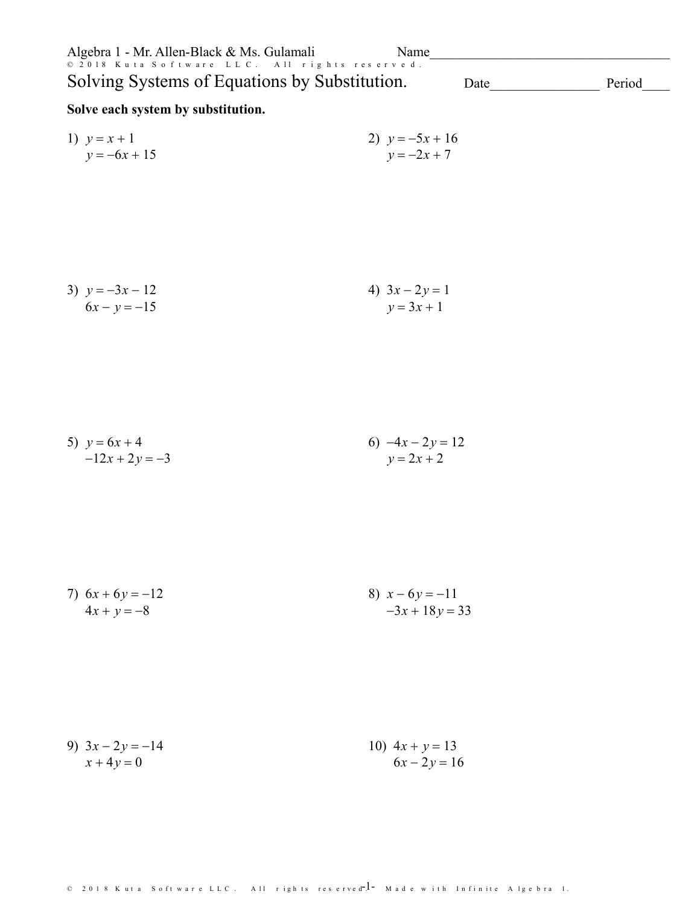Algebra 1 - Mr. Allen-Black & Ms. Gulamali

Name___________________________________

# Solving Systems of Equations by Substitution.

Date________________ Period____

**Solve each system by substitution.**

1) $y = x + 1$
$y = -6x + 15$

2) $y = -5x + 16$
$y = -2x + 7$

3) $y = -3x - 12$
$6x - y = -15$

4) $3x - 2y = 1$
$y = 3x + 1$

5) $y = 6x + 4$
$-12x + 2y = -3$

6) $-4x - 2y = 12$
$y = 2x + 2$

7) $6x + 6y = -12$
$4x + y = -8$

8) $x - 6y = -11$
$-3x + 18y = 33$

9) $3x - 2y = -14$
$x + 4y = 0$

10) $4x + y = 13$
$6x - 2y = 16$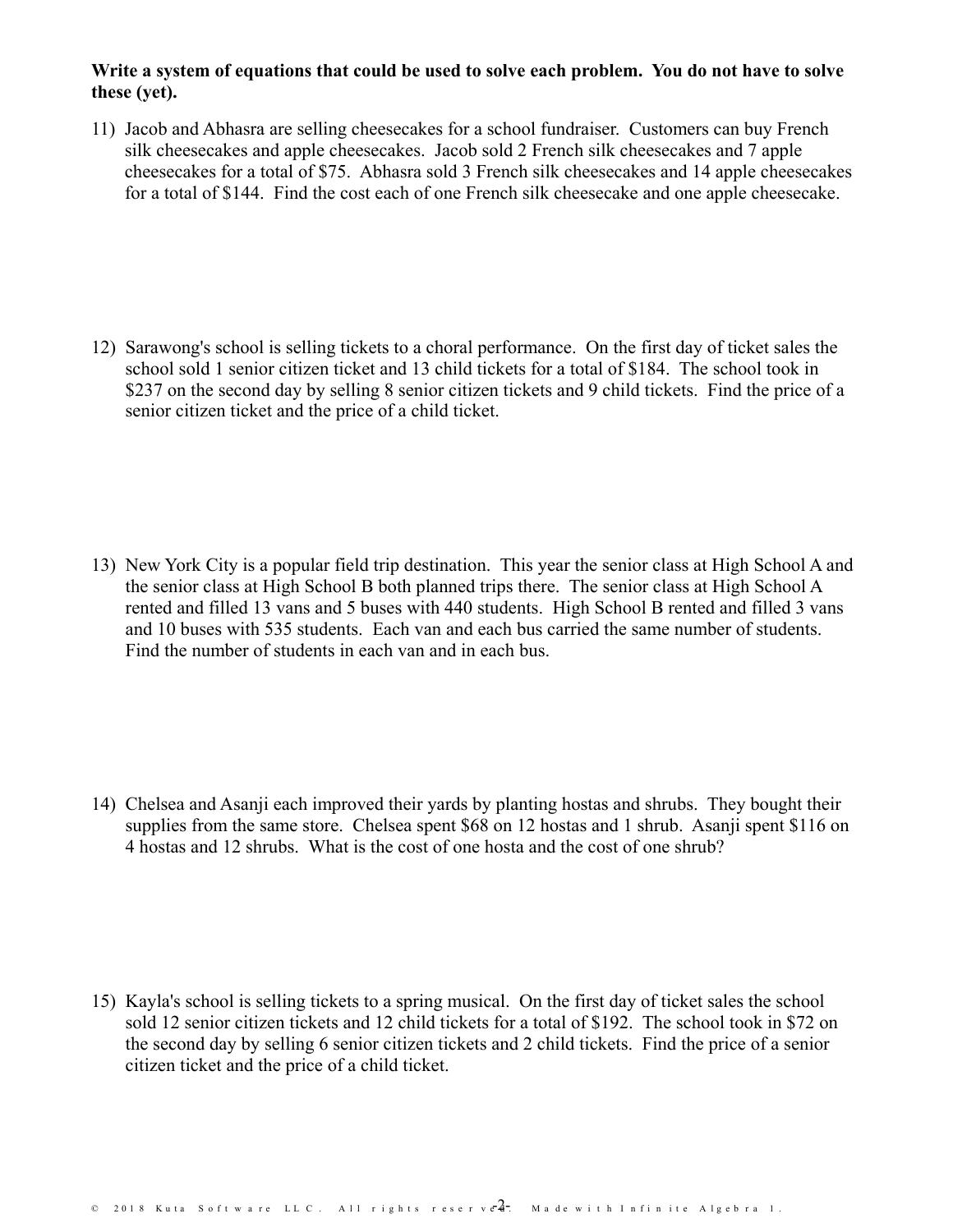**Write a system of equations that could be used to solve each problem. You do not have to solve these (yet).**

11) Jacob and Abhasra are selling cheesecakes for a school fundraiser. Customers can buy French silk cheesecakes and apple cheesecakes. Jacob sold 2 French silk cheesecakes and 7 apple cheesecakes for a total of $75. Abhasra sold 3 French silk cheesecakes and 14 apple cheesecakes for a total of $144. Find the cost each of one French silk cheesecake and one apple cheesecake.

12) Sarawong's school is selling tickets to a choral performance. On the first day of ticket sales the school sold 1 senior citizen ticket and 13 child tickets for a total of $184. The school took in $237 on the second day by selling 8 senior citizen tickets and 9 child tickets. Find the price of a senior citizen ticket and the price of a child ticket.

13) New York City is a popular field trip destination. This year the senior class at High School A and the senior class at High School B both planned trips there. The senior class at High School A rented and filled 13 vans and 5 buses with 440 students. High School B rented and filled 3 vans and 10 buses with 535 students. Each van and each bus carried the same number of students. Find the number of students in each van and in each bus.

14) Chelsea and Asanji each improved their yards by planting hostas and shrubs. They bought their supplies from the same store. Chelsea spent $68 on 12 hostas and 1 shrub. Asanji spent $116 on 4 hostas and 12 shrubs. What is the cost of one hosta and the cost of one shrub?

15) Kayla's school is selling tickets to a spring musical. On the first day of ticket sales the school sold 12 senior citizen tickets and 12 child tickets for a total of $192. The school took in $72 on the second day by selling 6 senior citizen tickets and 2 child tickets. Find the price of a senior citizen ticket and the price of a child ticket.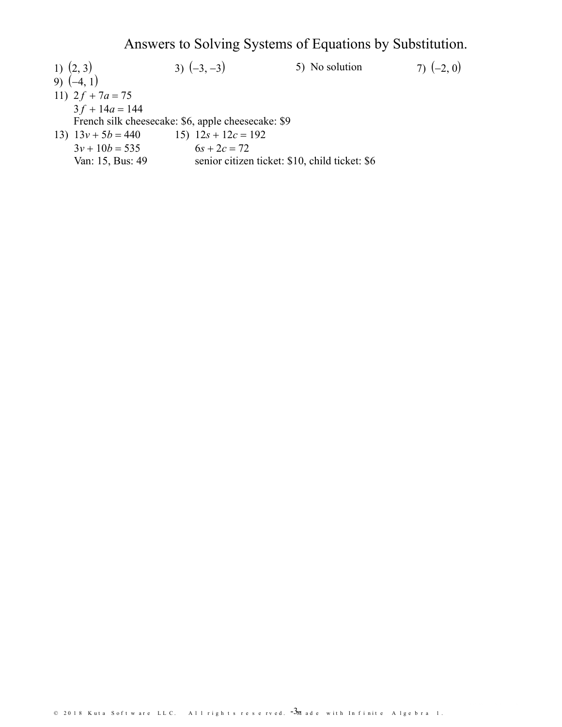# Answers to Solving Systems of Equations by Substitution.

1) $(2, 3)$

3) $(-3, -3)$

5) No solution

7) $(-2, 0)$

9) $(-4, 1)$

11) $2f + 7a = 75$
 $3f + 14a = 144$
 French silk cheesecake: \$6, apple cheesecake: \$9

13) $13v + 5b = 440$
 $3v + 10b = 535$
 Van: 15, Bus: 49

15) $12s + 12c = 192$
 $6s + 2c = 72$
 senior citizen ticket: \$10, child ticket: \$6